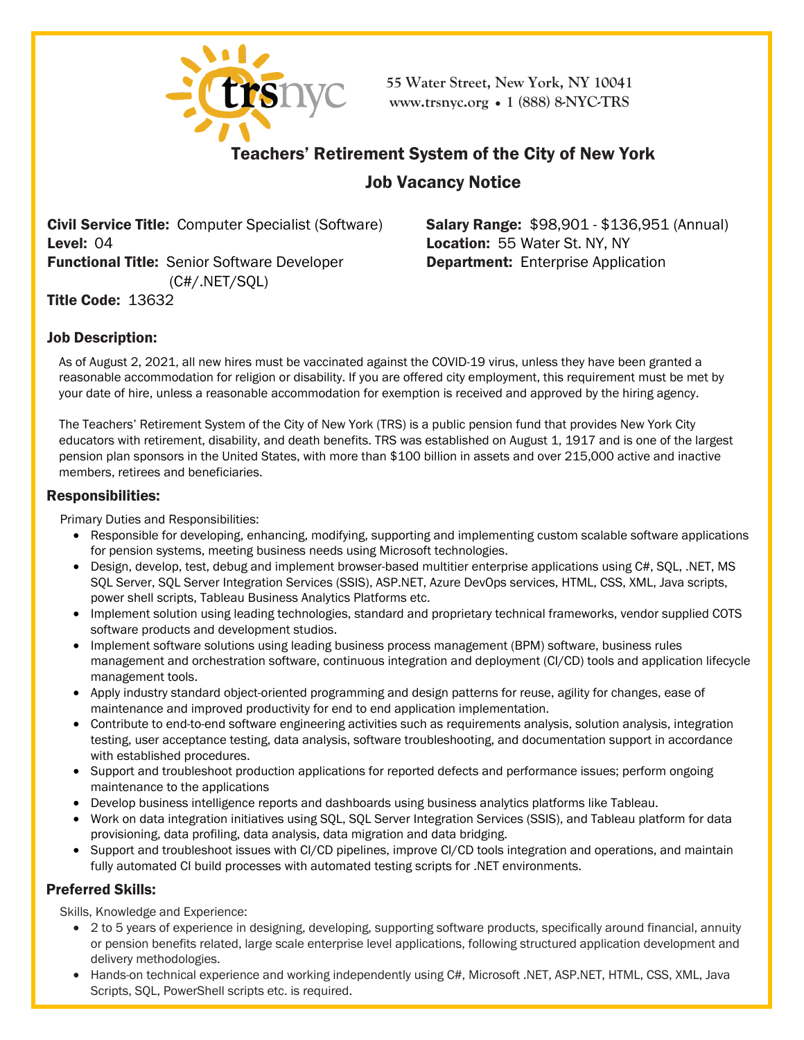55 Water Street, New York, NY 10041
www.trsnyc.org • 1 (888) 8-NYC-TRS

# Teachers' Retirement System of the City of New York

## Job Vacancy Notice

**Civil Service Title:** Computer Specialist (Software)
**Level:** 04
**Functional Title:** Senior Software Developer (C#/.NET/SQL)
**Title Code:** 13632

**Salary Range:** $98,901 - $136,951 (Annual)
**Location:** 55 Water St. NY, NY
**Department:** Enterprise Application

### Job Description:

As of August 2, 2021, all new hires must be vaccinated against the COVID-19 virus, unless they have been granted a reasonable accommodation for religion or disability. If you are offered city employment, this requirement must be met by your date of hire, unless a reasonable accommodation for exemption is received and approved by the hiring agency.

The Teachers' Retirement System of the City of New York (TRS) is a public pension fund that provides New York City educators with retirement, disability, and death benefits. TRS was established on August 1, 1917 and is one of the largest pension plan sponsors in the United States, with more than $100 billion in assets and over 215,000 active and inactive members, retirees and beneficiaries.

### Responsibilities:

Primary Duties and Responsibilities:

- Responsible for developing, enhancing, modifying, supporting and implementing custom scalable software applications for pension systems, meeting business needs using Microsoft technologies.
- Design, develop, test, debug and implement browser-based multitier enterprise applications using C#, SQL, .NET, MS SQL Server, SQL Server Integration Services (SSIS), ASP.NET, Azure DevOps services, HTML, CSS, XML, Java scripts, power shell scripts, Tableau Business Analytics Platforms etc.
- Implement solution using leading technologies, standard and proprietary technical frameworks, vendor supplied COTS software products and development studios.
- Implement software solutions using leading business process management (BPM) software, business rules management and orchestration software, continuous integration and deployment (CI/CD) tools and application lifecycle management tools.
- Apply industry standard object-oriented programming and design patterns for reuse, agility for changes, ease of maintenance and improved productivity for end to end application implementation.
- Contribute to end-to-end software engineering activities such as requirements analysis, solution analysis, integration testing, user acceptance testing, data analysis, software troubleshooting, and documentation support in accordance with established procedures.
- Support and troubleshoot production applications for reported defects and performance issues; perform ongoing maintenance to the applications
- Develop business intelligence reports and dashboards using business analytics platforms like Tableau.
- Work on data integration initiatives using SQL, SQL Server Integration Services (SSIS), and Tableau platform for data provisioning, data profiling, data analysis, data migration and data bridging.
- Support and troubleshoot issues with CI/CD pipelines, improve CI/CD tools integration and operations, and maintain fully automated CI build processes with automated testing scripts for .NET environments.

### Preferred Skills:

Skills, Knowledge and Experience:

- 2 to 5 years of experience in designing, developing, supporting software products, specifically around financial, annuity or pension benefits related, large scale enterprise level applications, following structured application development and delivery methodologies.
- Hands-on technical experience and working independently using C#, Microsoft .NET, ASP.NET, HTML, CSS, XML, Java Scripts, SQL, PowerShell scripts etc. is required.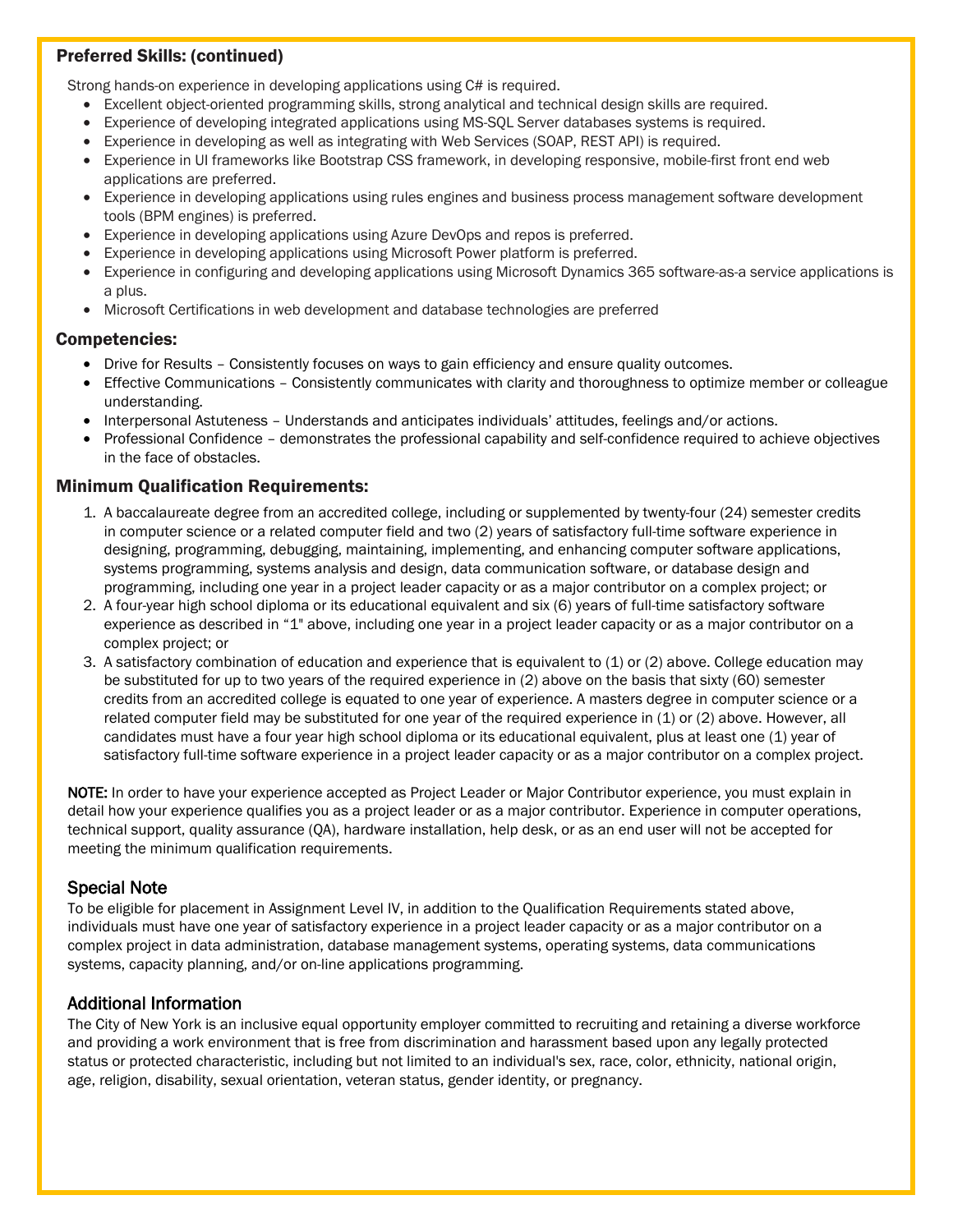### Preferred Skills: (continued)

Strong hands-on experience in developing applications using C# is required.

- Excellent object-oriented programming skills, strong analytical and technical design skills are required.
- Experience of developing integrated applications using MS-SQL Server databases systems is required.
- Experience in developing as well as integrating with Web Services (SOAP, REST API) is required.
- Experience in UI frameworks like Bootstrap CSS framework, in developing responsive, mobile-first front end web applications are preferred.
- Experience in developing applications using rules engines and business process management software development tools (BPM engines) is preferred.
- Experience in developing applications using Azure DevOps and repos is preferred.
- Experience in developing applications using Microsoft Power platform is preferred.
- Experience in configuring and developing applications using Microsoft Dynamics 365 software-as-a service applications is a plus.
- Microsoft Certifications in web development and database technologies are preferred

### Competencies:

- Drive for Results – Consistently focuses on ways to gain efficiency and ensure quality outcomes.
- Effective Communications – Consistently communicates with clarity and thoroughness to optimize member or colleague understanding.
- Interpersonal Astuteness – Understands and anticipates individuals' attitudes, feelings and/or actions.
- Professional Confidence – demonstrates the professional capability and self-confidence required to achieve objectives in the face of obstacles.

### Minimum Qualification Requirements:

1. A baccalaureate degree from an accredited college, including or supplemented by twenty-four (24) semester credits in computer science or a related computer field and two (2) years of satisfactory full-time software experience in designing, programming, debugging, maintaining, implementing, and enhancing computer software applications, systems programming, systems analysis and design, data communication software, or database design and programming, including one year in a project leader capacity or as a major contributor on a complex project; or
2. A four-year high school diploma or its educational equivalent and six (6) years of full-time satisfactory software experience as described in "1" above, including one year in a project leader capacity or as a major contributor on a complex project; or
3. A satisfactory combination of education and experience that is equivalent to (1) or (2) above. College education may be substituted for up to two years of the required experience in (2) above on the basis that sixty (60) semester credits from an accredited college is equated to one year of experience. A masters degree in computer science or a related computer field may be substituted for one year of the required experience in (1) or (2) above. However, all candidates must have a four year high school diploma or its educational equivalent, plus at least one (1) year of satisfactory full-time software experience in a project leader capacity or as a major contributor on a complex project.

**NOTE:** In order to have your experience accepted as Project Leader or Major Contributor experience, you must explain in detail how your experience qualifies you as a project leader or as a major contributor. Experience in computer operations, technical support, quality assurance (QA), hardware installation, help desk, or as an end user will not be accepted for meeting the minimum qualification requirements.

### Special Note

To be eligible for placement in Assignment Level IV, in addition to the Qualification Requirements stated above, individuals must have one year of satisfactory experience in a project leader capacity or as a major contributor on a complex project in data administration, database management systems, operating systems, data communications systems, capacity planning, and/or on-line applications programming.

### Additional Information

The City of New York is an inclusive equal opportunity employer committed to recruiting and retaining a diverse workforce and providing a work environment that is free from discrimination and harassment based upon any legally protected status or protected characteristic, including but not limited to an individual's sex, race, color, ethnicity, national origin, age, religion, disability, sexual orientation, veteran status, gender identity, or pregnancy.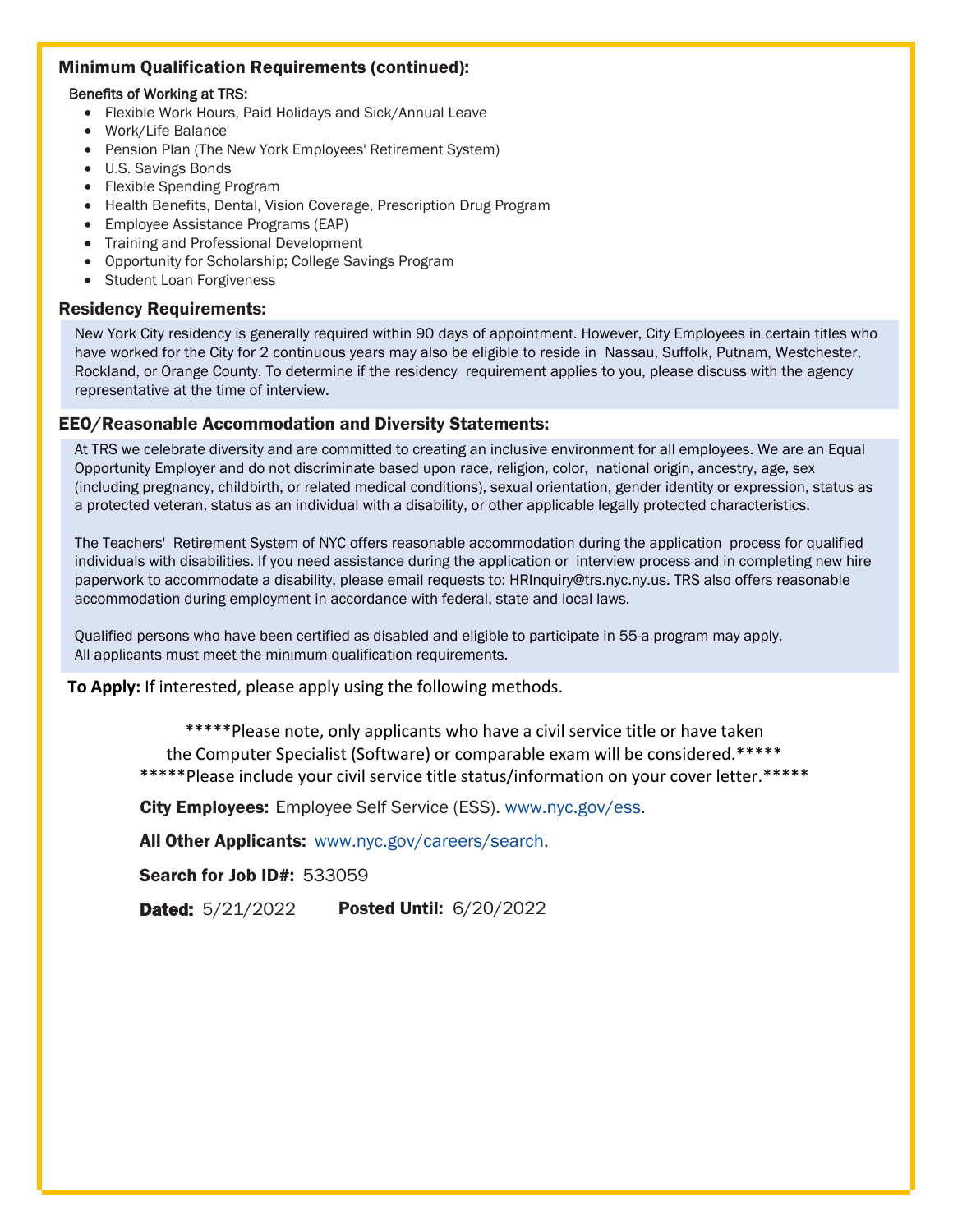### Minimum Qualification Requirements (continued):

**Benefits of Working at TRS:**

- Flexible Work Hours, Paid Holidays and Sick/Annual Leave
- Work/Life Balance
- Pension Plan (The New York Employees' Retirement System)
- U.S. Savings Bonds
- Flexible Spending Program
- Health Benefits, Dental, Vision Coverage, Prescription Drug Program
- Employee Assistance Programs (EAP)
- Training and Professional Development
- Opportunity for Scholarship; College Savings Program
- Student Loan Forgiveness

### Residency Requirements:

New York City residency is generally required within 90 days of appointment. However, City Employees in certain titles who have worked for the City for 2 continuous years may also be eligible to reside in Nassau, Suffolk, Putnam, Westchester, Rockland, or Orange County. To determine if the residency requirement applies to you, please discuss with the agency representative at the time of interview.

### EEO/Reasonable Accommodation and Diversity Statements:

At TRS we celebrate diversity and are committed to creating an inclusive environment for all employees. We are an Equal Opportunity Employer and do not discriminate based upon race, religion, color, national origin, ancestry, age, sex (including pregnancy, childbirth, or related medical conditions), sexual orientation, gender identity or expression, status as a protected veteran, status as an individual with a disability, or other applicable legally protected characteristics.

The Teachers' Retirement System of NYC offers reasonable accommodation during the application process for qualified individuals with disabilities. If you need assistance during the application or interview process and in completing new hire paperwork to accommodate a disability, please email requests to: HRInquiry@trs.nyc.ny.us. TRS also offers reasonable accommodation during employment in accordance with federal, state and local laws.

Qualified persons who have been certified as disabled and eligible to participate in 55-a program may apply.
All applicants must meet the minimum qualification requirements.

**To Apply:** If interested, please apply using the following methods.

*****Please note, only applicants who have a civil service title or have taken the Computer Specialist (Software) or comparable exam will be considered.*****
*****Please include your civil service title status/information on your cover letter.*****

**City Employees:** Employee Self Service (ESS). www.nyc.gov/ess.

**All Other Applicants:** www.nyc.gov/careers/search.

**Search for Job ID#:** 533059

**Dated:** 5/21/2022 **Posted Until:** 6/20/2022